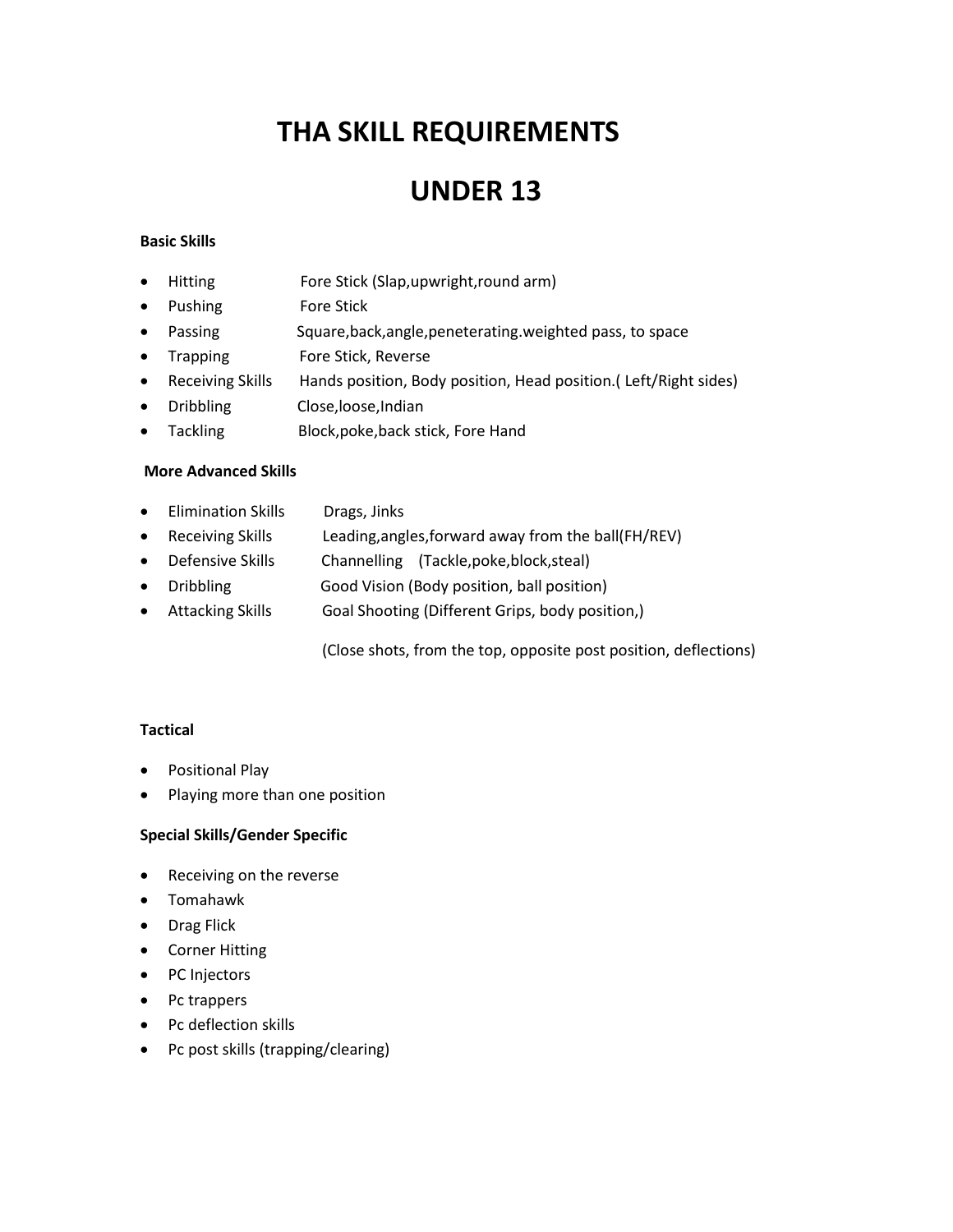# THA SKILL REQUIREMENTS

# UNDER 13

**Basic Skills**

- Hitting Fore Stick (Slap,upwright,round arm)
- Pushing Fore Stick
- Passing Square,back,angle,peneterating.weighted pass, to space
- Trapping Fore Stick, Reverse
- Receiving Skills Hands position, Body position, Head position.( Left/Right sides)
- Dribbling Close,loose,Indian
- Tackling Block,poke,back stick, Fore Hand

**More Advanced Skills**

- Elimination Skills Drags, Jinks
- Receiving Skills Leading,angles,forward away from the ball(FH/REV)
- Defensive Skills Channelling (Tackle,poke,block,steal)
- Dribbling Good Vision (Body position, ball position)
- Attacking Skills Goal Shooting (Different Grips, body position,)

  (Close shots, from the top, opposite post position, deflections)

**Tactical**

- Positional Play
- Playing more than one position

**Special Skills/Gender Specific**

- Receiving on the reverse
- Tomahawk
- Drag Flick
- Corner Hitting
- PC Injectors
- Pc trappers
- Pc deflection skills
- Pc post skills (trapping/clearing)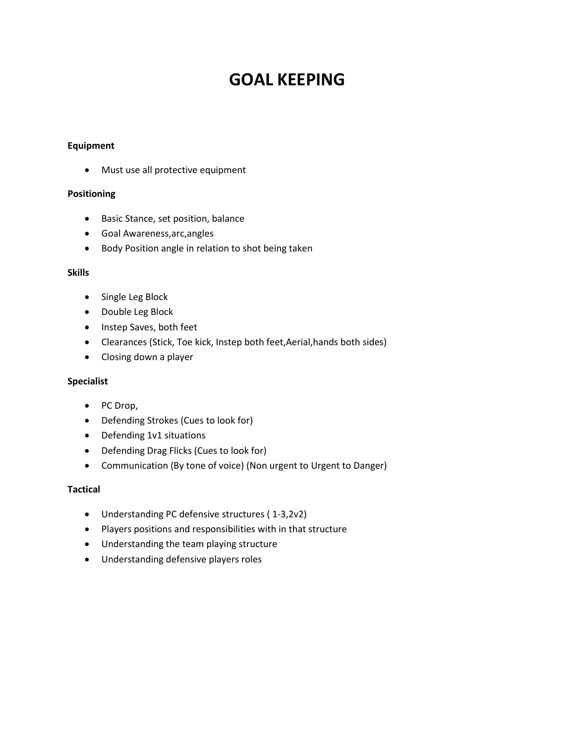# GOAL KEEPING

**Equipment**

- Must use all protective equipment

**Positioning**

- Basic Stance, set position, balance
- Goal Awareness,arc,angles
- Body Position angle in relation to shot being taken

**Skills**

- Single Leg Block
- Double Leg Block
- Instep Saves, both feet
- Clearances (Stick, Toe kick, Instep both feet,Aerial,hands both sides)
- Closing down a player

**Specialist**

- PC Drop,
- Defending Strokes (Cues to look for)
- Defending 1v1 situations
- Defending Drag Flicks (Cues to look for)
- Communication (By tone of voice) (Non urgent to Urgent to Danger)

**Tactical**

- Understanding PC defensive structures ( 1-3,2v2)
- Players positions and responsibilities with in that structure
- Understanding the team playing structure
- Understanding defensive players roles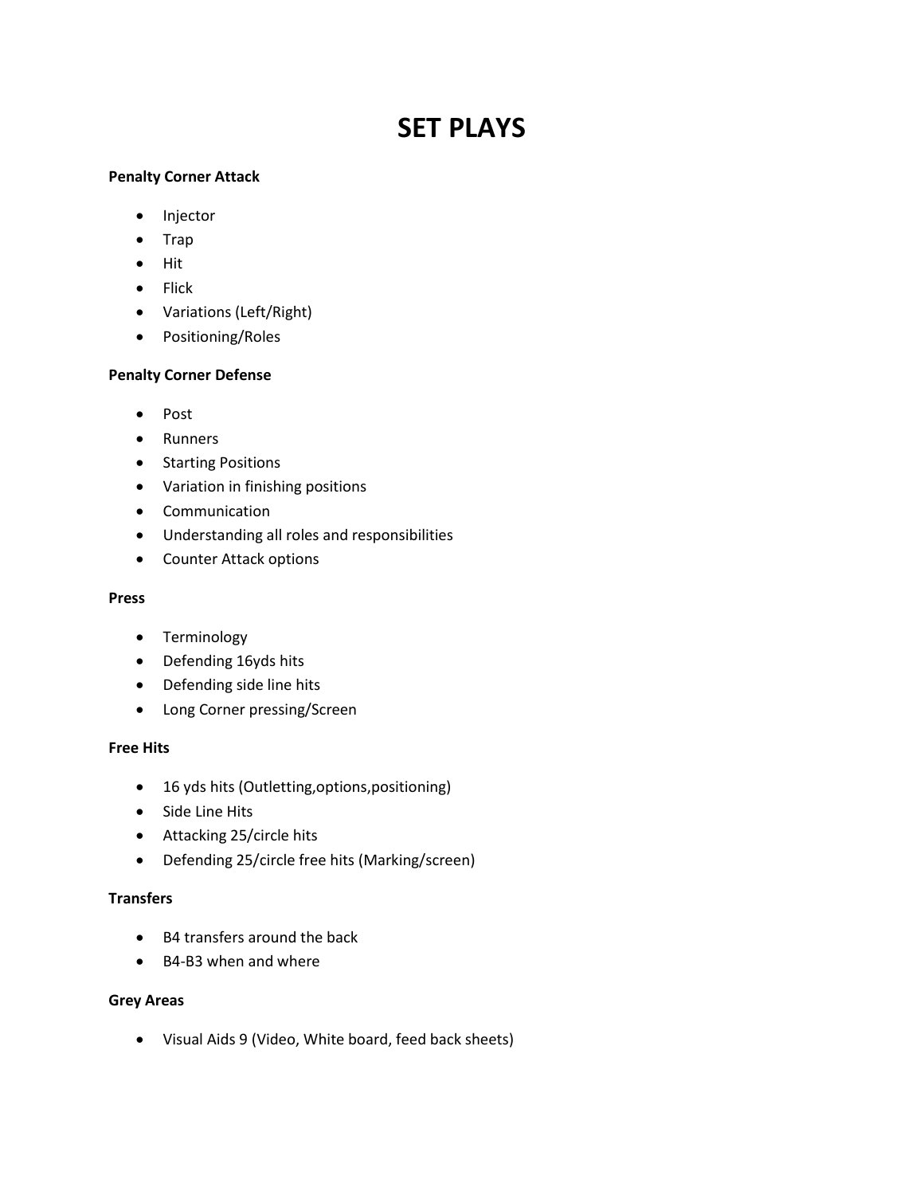# SET PLAYS

**Penalty Corner Attack**

- Injector
- Trap
- Hit
- Flick
- Variations (Left/Right)
- Positioning/Roles

**Penalty Corner Defense**

- Post
- Runners
- Starting Positions
- Variation in finishing positions
- Communication
- Understanding all roles and responsibilities
- Counter Attack options

**Press**

- Terminology
- Defending 16yds hits
- Defending side line hits
- Long Corner pressing/Screen

**Free Hits**

- 16 yds hits (Outletting,options,positioning)
- Side Line Hits
- Attacking 25/circle hits
- Defending 25/circle free hits (Marking/screen)

**Transfers**

- B4 transfers around the back
- B4-B3 when and where

**Grey Areas**

- Visual Aids 9 (Video, White board, feed back sheets)